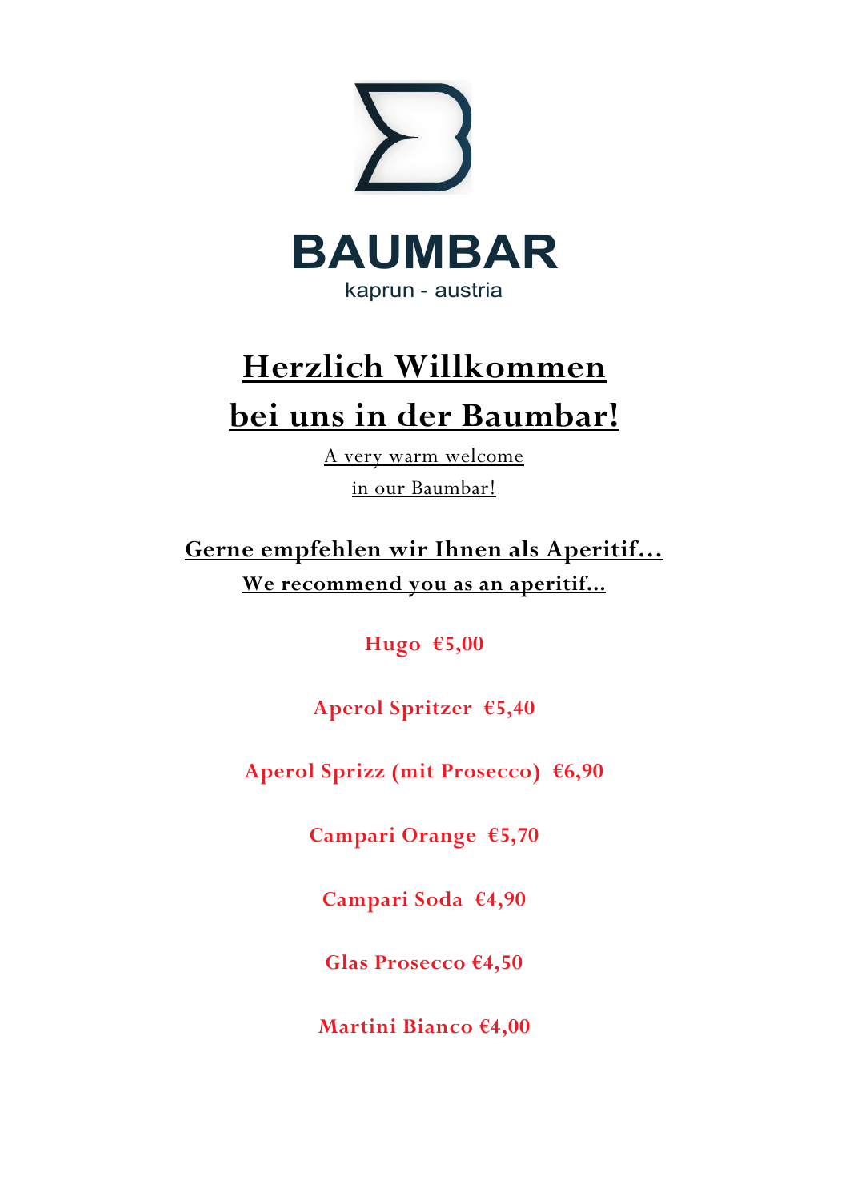# BAUMBAR

kaprun - austria

## Herzlich Willkommen
## bei uns in der Baumbar!

A very warm welcome
in our Baumbar!

### Gerne empfehlen wir Ihnen als Aperitif…

**We recommend you as an aperitif…**

**Hugo €5,00**

**Aperol Spritzer €5,40**

**Aperol Sprizz (mit Prosecco) €6,90**

**Campari Orange €5,70**

**Campari Soda €4,90**

**Glas Prosecco €4,50**

**Martini Bianco €4,00**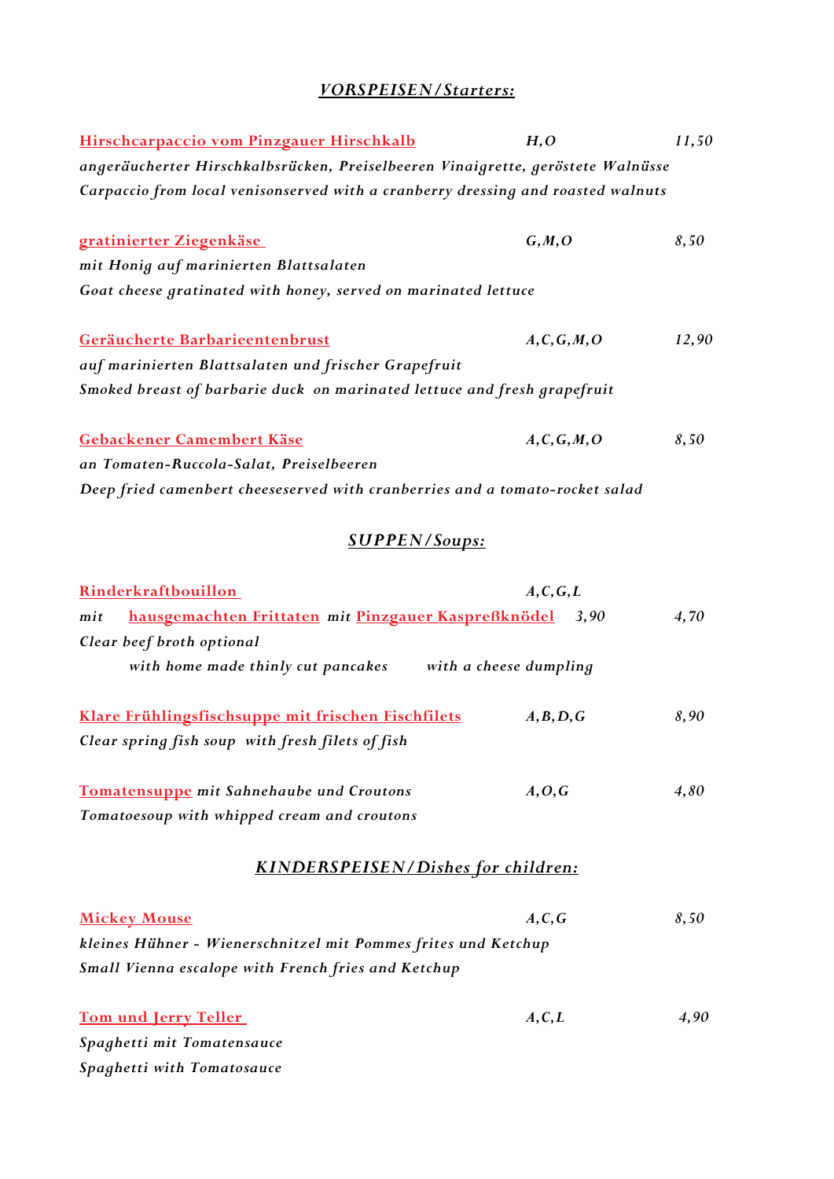## *VORSPEISEN/Starters:*

**Hirschcarpaccio vom Pinzgauer Hirschkalb** — *H,O* — *11,50*
*angeräucherter Hirschkalbsrücken, Preiselbeeren Vinaigrette, geröstete Walnüsse*
*Carpaccio from local venisonserved with a cranberry dressing and roasted walnuts*

**gratinierter Ziegenkäse** — *G,M,O* — *8,50*
*mit Honig auf marinierten Blattsalaten*
*Goat cheese gratinated with honey, served on marinated lettuce*

**Geräucherte Barbarieentenbrust** — *A,C,G,M,O* — *12,90*
*auf marinierten Blattsalaten und frischer Grapefruit*
*Smoked breast of barbarie duck on marinated lettuce and fresh grapefruit*

**Gebackener Camembert Käse** — *A,C,G,M,O* — *8,50*
*an Tomaten-Ruccola-Salat, Preiselbeeren*
*Deep fried camembert cheeseserved with cranberries and a tomato-rocket salad*

## *SUPPEN/Soups:*

**Rinderkraftbouillon** — *A,C,G,L*
*mit* **hausgemachten Frittaten** *3,90* — *mit* **Pinzgauer Kaspreßknödel** *4,70*
*Clear beef broth optional*
*with home made thinly cut pancakes* — *with a cheese dumpling*

**Klare Frühlingsfischsuppe mit frischen Fischfilets** — *A,B,D,G* — *8,90*
*Clear spring fish soup with fresh filets of fish*

**Tomatensuppe** *mit Sahnehaube und Croutons* — *A,O,G* — *4,80*
*Tomatoesoup with whipped cream and croutons*

## *KINDERSPEISEN/Dishes for children:*

**Mickey Mouse** — *A,C,G* — *8,50*
*kleines Hühner - Wienerschnitzel mit Pommes frites und Ketchup*
*Small Vienna escalope with French fries and Ketchup*

**Tom und Jerry Teller** — *A,C,L* — *4,90*
*Spaghetti mit Tomatensauce*
*Spaghetti with Tomatosauce*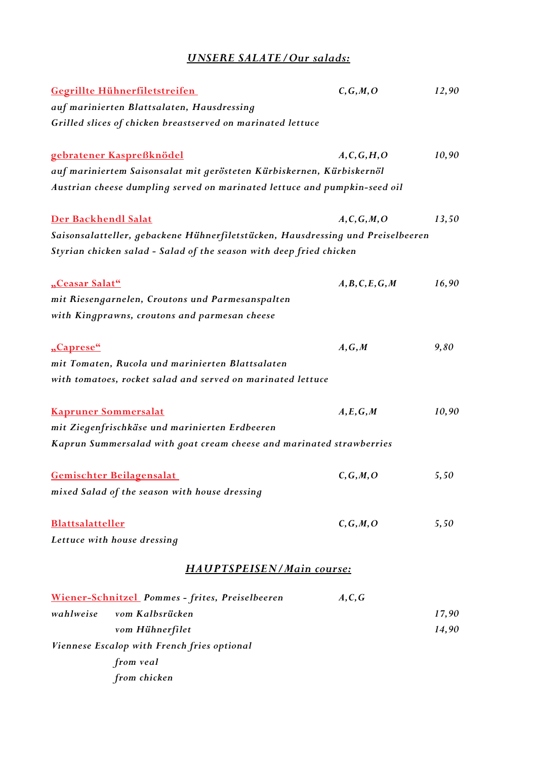## *UNSERE SALATE / Our salads:*

**Gegrillte Hühnerfiletstreifen** — *C,G,M,O* — *12,90*
*auf marinierten Blattsalaten, Hausdressing*
*Grilled slices of chicken breastserved on marinated lettuce*

**gebratener Kaspreßknödel** — *A,C,G,H,O* — *10,90*
*auf mariniertem Saisonsalat mit gerösteten Kürbiskernen, Kürbiskernöl*
*Austrian cheese dumpling served on marinated lettuce and pumpkin-seed oil*

**Der Backhendl Salat** — *A,C,G,M,O* — *13,50*
*Saisonsalatteller, gebackene Hühnerfiletstücken, Hausdressing und Preiselbeeren*
*Styrian chicken salad - Salad of the season with deep fried chicken*

**„Ceasar Salat“** — *A,B,C,E,G,M* — *16,90*
*mit Riesengarnelen, Croutons und Parmesanspalten*
*with Kingprawns, croutons and parmesan cheese*

**„Caprese“** — *A,G,M* — *9,80*
*mit Tomaten, Rucola und marinierten Blattsalaten*
*with tomatoes, rocket salad and served on marinated lettuce*

**Kapruner Sommersalat** — *A,E,G,M* — *10,90*
*mit Ziegenfrischkäse und marinierten Erdbeeren*
*Kaprun Summersalad with goat cream cheese and marinated strawberries*

**Gemischter Beilagensalat** — *C,G,M,O* — *5,50*
*mixed Salad of the season with house dressing*

**Blattsalatteller** — *C,G,M,O* — *5,50*
*Lettuce with house dressing*

## *HAUPTSPEISEN / Main course:*

**Wiener-Schnitzel** *Pommes - frites, Preiselbeeren* — *A,C,G*

*wahlweise*
- *vom Kalbsrücken* — *17,90*
- *vom Hühnerfilet* — *14,90*

*Viennese Escalop with French fries optional*
- *from veal*
- *from chicken*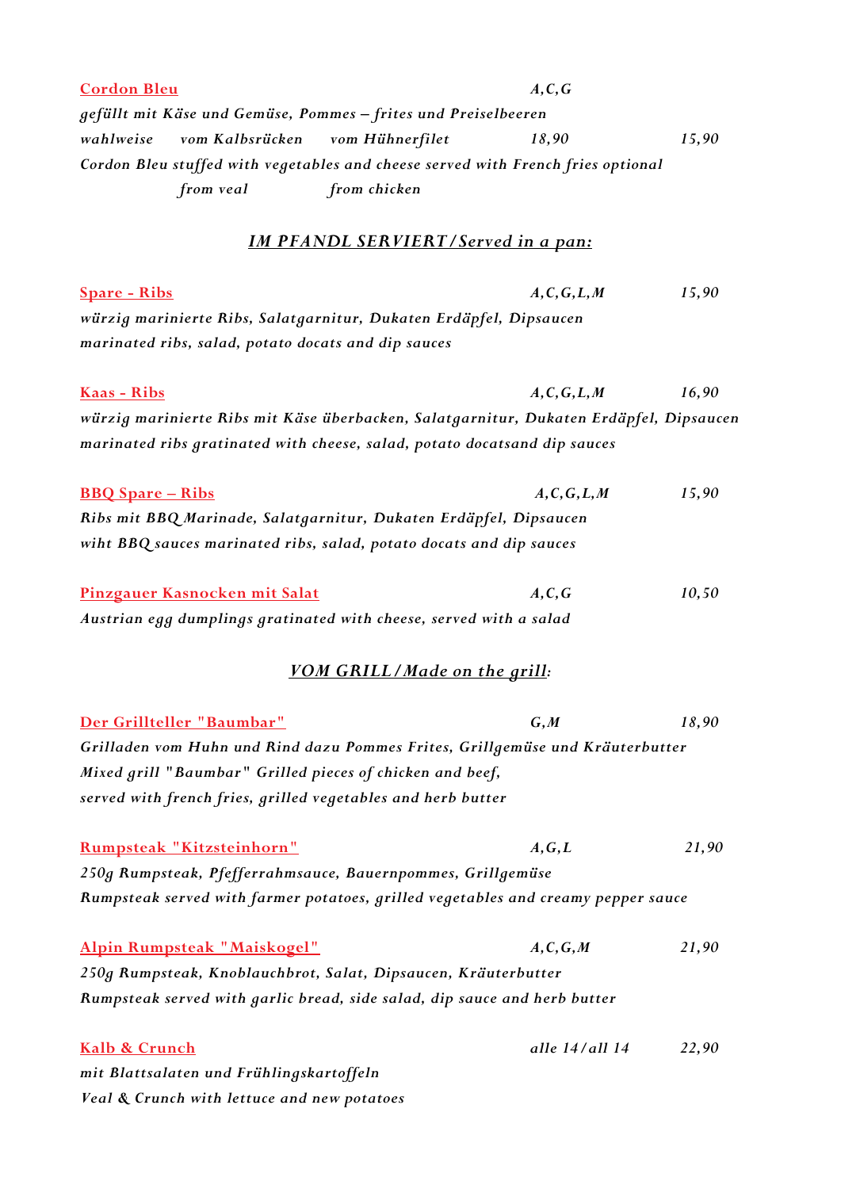**Cordon Bleu** *A,C,G*

*gefüllt mit Käse und Gemüse, Pommes – frites und Preiselbeeren*

*wahlweise vom Kalbsrücken vom Hühnerfilet 18,90 15,90*

*Cordon Bleu stuffed with vegetables and cheese served with French fries optional*

*from veal from chicken*

## *IM PFANDL SERVIERT / Served in a pan:*

**Spare - Ribs** *A,C,G,L,M* *15,90*

*würzig marinierte Ribs, Salatgarnitur, Dukaten Erdäpfel, Dipsaucen*

*marinated ribs, salad, potato docats and dip sauces*

**Kaas - Ribs** *A,C,G,L,M* *16,90*

*würzig marinierte Ribs mit Käse überbacken, Salatgarnitur, Dukaten Erdäpfel, Dipsaucen*

*marinated ribs gratinated with cheese, salad, potato docatsand dip sauces*

**BBQ Spare – Ribs** *A,C,G,L,M* *15,90*

*Ribs mit BBQ Marinade, Salatgarnitur, Dukaten Erdäpfel, Dipsaucen*

*wiht BBQ sauces marinated ribs, salad, potato docats and dip sauces*

**Pinzgauer Kasnocken mit Salat** *A,C,G* *10,50*

*Austrian egg dumplings gratinated with cheese, served with a salad*

## *VOM GRILL / Made on the grill:*

**Der Grillteller "Baumbar"** *G,M* *18,90*

*Grilladen vom Huhn und Rind dazu Pommes Frites, Grillgemüse und Kräuterbutter*

*Mixed grill "Baumbar" Grilled pieces of chicken and beef,*

*served with french fries, grilled vegetables and herb butter*

**Rumpsteak "Kitzsteinhorn"** *A,G,L* *21,90*

*250g Rumpsteak, Pfefferrahmsauce, Bauernpommes, Grillgemüse*

*Rumpsteak served with farmer potatoes, grilled vegetables and creamy pepper sauce*

**Alpin Rumpsteak "Maiskogel"** *A,C,G,M* *21,90*

*250g Rumpsteak, Knoblauchbrot, Salat, Dipsaucen, Kräuterbutter*

*Rumpsteak served with garlic bread, side salad, dip sauce and herb butter*

**Kalb & Crunch** *alle 14 / all 14* *22,90*

*mit Blattsalaten und Frühlingskartoffeln*

*Veal & Crunch with lettuce and new potatoes*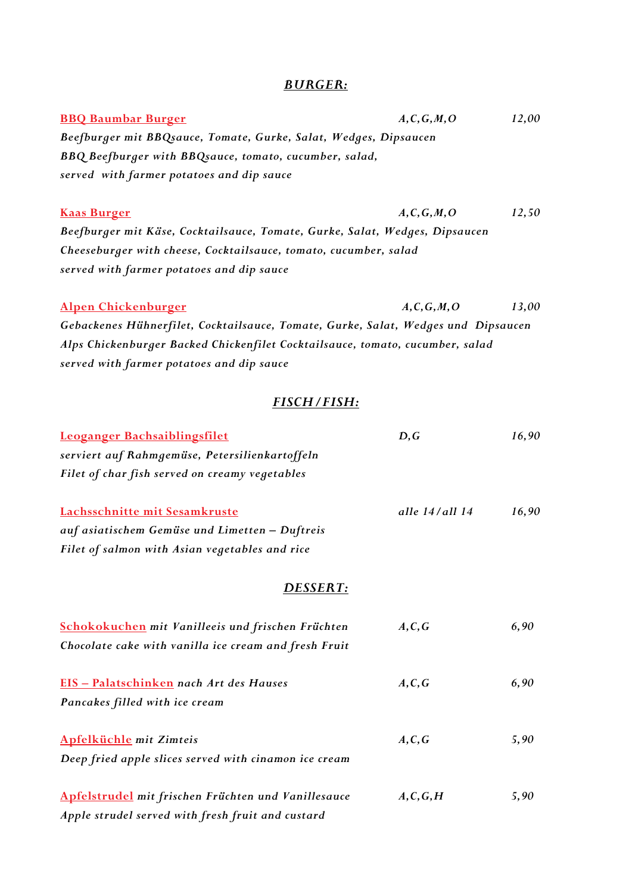## *BURGER:*

**BBQ Baumbar Burger** — *A,C,G,M,O* — *12,00*
*Beefburger mit BBQsauce, Tomate, Gurke, Salat, Wedges, Dipsaucen*
*BBQ Beefburger with BBQsauce, tomato, cucumber, salad,*
*served with farmer potatoes and dip sauce*

**Kaas Burger** — *A,C,G,M,O* — *12,50*
*Beefburger mit Käse, Cocktailsauce, Tomate, Gurke, Salat, Wedges, Dipsaucen*
*Cheeseburger with cheese, Cocktailsauce, tomato, cucumber, salad*
*served with farmer potatoes and dip sauce*

**Alpen Chickenburger** — *A,C,G,M,O* — *13,00*
*Gebackenes Hühnerfilet, Cocktailsauce, Tomate, Gurke, Salat, Wedges und Dipsaucen*
*Alps Chickenburger Backed Chickenfilet Cocktailsauce, tomato, cucumber, salad*
*served with farmer potatoes and dip sauce*

## *FISCH/FISH:*

**Leoganger Bachsaiblingsfilet** — *D,G* — *16,90*
*serviert auf Rahmgemüse, Petersilienkartoffeln*
*Filet of char fish served on creamy vegetables*

**Lachsschnitte mit Sesamkruste** — *alle 14/all 14* — *16,90*
*auf asiatischem Gemüse und Limetten – Duftreis*
*Filet of salmon with Asian vegetables and rice*

## *DESSERT:*

**Schokokuchen** *mit Vanilleeis und frischen Früchten* — *A,C,G* — *6,90*
*Chocolate cake with vanilla ice cream and fresh Fruit*

**EIS – Palatschinken** *nach Art des Hauses* — *A,C,G* — *6,90*
*Pancakes filled with ice cream*

**Apfelküchle** *mit Zimteis* — *A,C,G* — *5,90*
*Deep fried apple slices served with cinamon ice cream*

**Apfelstrudel** *mit frischen Früchten und Vanillesauce* — *A,C,G,H* — *5,90*
*Apple strudel served with fresh fruit and custard*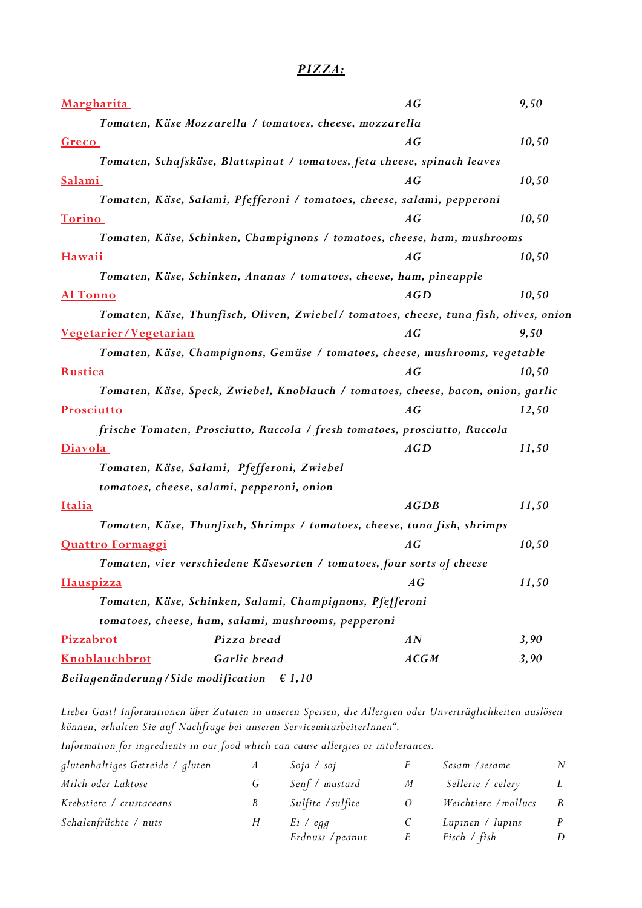# PIZZA:

**Margharita** — *AG* — *9,50*

*Tomaten, Käse Mozzarella / tomatoes, cheese, mozzarella*

**Greco** — *AG* — *10,50*

*Tomaten, Schafskäse, Blattspinat / tomatoes, feta cheese, spinach leaves*

**Salami** — *AG* — *10,50*

*Tomaten, Käse, Salami, Pfefferoni / tomatoes, cheese, salami, pepperoni*

**Torino** — *AG* — *10,50*

*Tomaten, Käse, Schinken, Champignons / tomatoes, cheese, ham, mushrooms*

**Hawaii** — *AG* — *10,50*

*Tomaten, Käse, Schinken, Ananas / tomatoes, cheese, ham, pineapple*

**Al Tonno** — *AGD* — *10,50*

*Tomaten, Käse, Thunfisch, Oliven, Zwiebel/ tomatoes, cheese, tuna fish, olives, onion*

**Vegetarier/Vegetarian** — *AG* — *9,50*

*Tomaten, Käse, Champignons, Gemüse / tomatoes, cheese, mushrooms, vegetable*

**Rustica** — *AG* — *10,50*

*Tomaten, Käse, Speck, Zwiebel, Knoblauch / tomatoes, cheese, bacon, onion, garlic*

**Prosciutto** — *AG* — *12,50*

*frische Tomaten, Prosciutto, Ruccola / fresh tomatoes, prosciutto, Ruccola*

**Diavola** — *AGD* — *11,50*

*Tomaten, Käse, Salami, Pfefferoni, Zwiebel*
*tomatoes, cheese, salami, pepperoni, onion*

**Italia** — *AGDB* — *11,50*

*Tomaten, Käse, Thunfisch, Shrimps / tomatoes, cheese, tuna fish, shrimps*

**Quattro Formaggi** — *AG* — *10,50*

*Tomaten, vier verschiedene Käsesorten / tomatoes, four sorts of cheese*

**Hauspizza** — *AG* — *11,50*

*Tomaten, Käse, Schinken, Salami, Champignons, Pfefferoni*
*tomatoes, cheese, ham, salami, mushrooms, pepperoni*

**Pizzabrot** — *Pizza bread* — *AN* — *3,90*

**Knoblauchbrot** — *Garlic bread* — *ACGM* — *3,90*

***Beilagenänderung/Side modification € 1,10***

*Lieber Gast! Informationen über Zutaten in unseren Speisen, die Allergien oder Unverträglichkeiten auslösen können, erhalten Sie auf Nachfrage bei unseren ServicemitarbeiterInnen".*

*Information for ingredients in our food which can cause allergies or intolerances.*

| | | | | | |
|---|---|---|---|---|---|
| *glutenhaltiges Getreide / gluten* | *A* | *Soja / soj* | *F* | *Sesam / sesame* | *N* |
| *Milch oder Laktose* | *G* | *Senf / mustard* | *M* | *Sellerie / celery* | *L* |
| *Krebstiere / crustaceans* | *B* | *Sulfite / sulfite* | *O* | *Weichtiere / mollucs* | *R* |
| *Schalenfrüchte / nuts* | *H* | *Ei / egg* | *C* | *Lupinen / lupins* | *P* |
| | | *Erdnuss / peanut* | *E* | *Fisch / fish* | *D* |